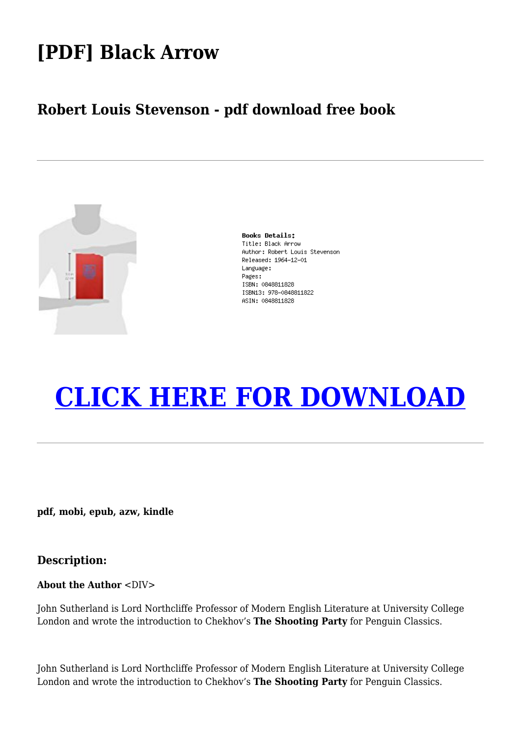# [PDF] Black Arrow

## Robert Louis Stevenson - pdf download free book

---

**Books Details:**
Title: Black Arrow
Author: Robert Louis Stevenson
Released: 1964-12-01
Language:
Pages:
ISBN: 0848811828
ISBN13: 978-0848811822
ASIN: 0848811828

# CLICK HERE FOR DOWNLOAD

---

**pdf, mobi, epub, azw, kindle**

### Description:

**About the Author** <DIV>

John Sutherland is Lord Northcliffe Professor of Modern English Literature at University College London and wrote the introduction to Chekhov's **The Shooting Party** for Penguin Classics.

John Sutherland is Lord Northcliffe Professor of Modern English Literature at University College London and wrote the introduction to Chekhov's **The Shooting Party** for Penguin Classics.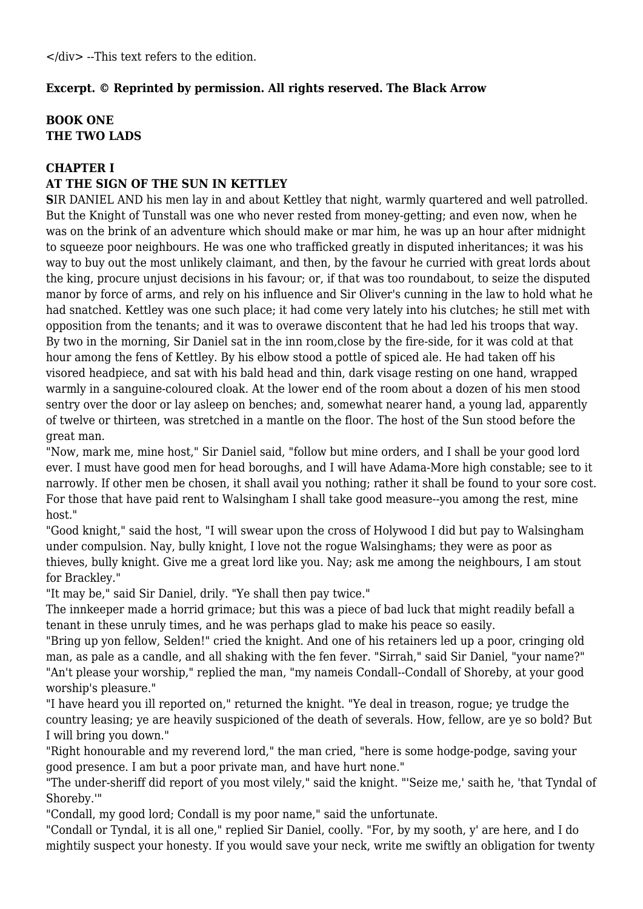</div> --This text refers to the edition.

**Excerpt. © Reprinted by permission. All rights reserved. The Black Arrow**

**BOOK ONE**
**THE TWO LADS**

**CHAPTER I**
**AT THE SIGN OF THE SUN IN KETTLEY**

**S**IR DANIEL AND his men lay in and about Kettley that night, warmly quartered and well patrolled. But the Knight of Tunstall was one who never rested from money-getting; and even now, when he was on the brink of an adventure which should make or mar him, he was up an hour after midnight to squeeze poor neighbours. He was one who trafficked greatly in disputed inheritances; it was his way to buy out the most unlikely claimant, and then, by the favour he curried with great lords about the king, procure unjust decisions in his favour; or, if that was too roundabout, to seize the disputed manor by force of arms, and rely on his influence and Sir Oliver's cunning in the law to hold what he had snatched. Kettley was one such place; it had come very lately into his clutches; he still met with opposition from the tenants; and it was to overawe discontent that he had led his troops that way.

By two in the morning, Sir Daniel sat in the inn room,close by the fire-side, for it was cold at that hour among the fens of Kettley. By his elbow stood a pottle of spiced ale. He had taken off his visored headpiece, and sat with his bald head and thin, dark visage resting on one hand, wrapped warmly in a sanguine-coloured cloak. At the lower end of the room about a dozen of his men stood sentry over the door or lay asleep on benches; and, somewhat nearer hand, a young lad, apparently of twelve or thirteen, was stretched in a mantle on the floor. The host of the Sun stood before the great man.

"Now, mark me, mine host," Sir Daniel said, "follow but mine orders, and I shall be your good lord ever. I must have good men for head boroughs, and I will have Adama-More high constable; see to it narrowly. If other men be chosen, it shall avail you nothing; rather it shall be found to your sore cost. For those that have paid rent to Walsingham I shall take good measure--you among the rest, mine host."

"Good knight," said the host, "I will swear upon the cross of Holywood I did but pay to Walsingham under compulsion. Nay, bully knight, I love not the rogue Walsinghams; they were as poor as thieves, bully knight. Give me a great lord like you. Nay; ask me among the neighbours, I am stout for Brackley."

"It may be," said Sir Daniel, drily. "Ye shall then pay twice."

The innkeeper made a horrid grimace; but this was a piece of bad luck that might readily befall a tenant in these unruly times, and he was perhaps glad to make his peace so easily.

"Bring up yon fellow, Selden!" cried the knight. And one of his retainers led up a poor, cringing old man, as pale as a candle, and all shaking with the fen fever. "Sirrah," said Sir Daniel, "your name?"

"An't please your worship," replied the man, "my nameis Condall--Condall of Shoreby, at your good worship's pleasure."

"I have heard you ill reported on," returned the knight. "Ye deal in treason, rogue; ye trudge the country leasing; ye are heavily suspicioned of the death of severals. How, fellow, are ye so bold? But I will bring you down."

"Right honourable and my reverend lord," the man cried, "here is some hodge-podge, saving your good presence. I am but a poor private man, and have hurt none."

"The under-sheriff did report of you most vilely," said the knight. "'Seize me,' saith he, 'that Tyndal of Shoreby.'"

"Condall, my good lord; Condall is my poor name," said the unfortunate.

"Condall or Tyndal, it is all one," replied Sir Daniel, coolly. "For, by my sooth, y' are here, and I do mightily suspect your honesty. If you would save your neck, write me swiftly an obligation for twenty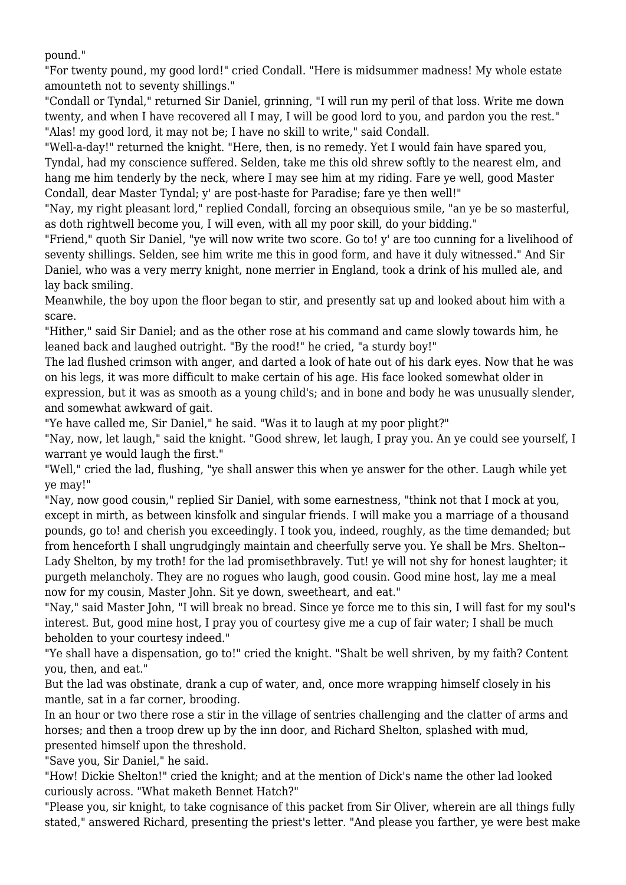pound."

"For twenty pound, my good lord!" cried Condall. "Here is midsummer madness! My whole estate amounteth not to seventy shillings."

"Condall or Tyndal," returned Sir Daniel, grinning, "I will run my peril of that loss. Write me down twenty, and when I have recovered all I may, I will be good lord to you, and pardon you the rest."

"Alas! my good lord, it may not be; I have no skill to write," said Condall.

"Well-a-day!" returned the knight. "Here, then, is no remedy. Yet I would fain have spared you, Tyndal, had my conscience suffered. Selden, take me this old shrew softly to the nearest elm, and hang me him tenderly by the neck, where I may see him at my riding. Fare ye well, good Master Condall, dear Master Tyndal; y' are post-haste for Paradise; fare ye then well!"

"Nay, my right pleasant lord," replied Condall, forcing an obsequious smile, "an ye be so masterful, as doth rightwell become you, I will even, with all my poor skill, do your bidding."

"Friend," quoth Sir Daniel, "ye will now write two score. Go to! y' are too cunning for a livelihood of seventy shillings. Selden, see him write me this in good form, and have it duly witnessed." And Sir Daniel, who was a very merry knight, none merrier in England, took a drink of his mulled ale, and lay back smiling.

Meanwhile, the boy upon the floor began to stir, and presently sat up and looked about him with a scare.

"Hither," said Sir Daniel; and as the other rose at his command and came slowly towards him, he leaned back and laughed outright. "By the rood!" he cried, "a sturdy boy!"

The lad flushed crimson with anger, and darted a look of hate out of his dark eyes. Now that he was on his legs, it was more difficult to make certain of his age. His face looked somewhat older in expression, but it was as smooth as a young child's; and in bone and body he was unusually slender, and somewhat awkward of gait.

"Ye have called me, Sir Daniel," he said. "Was it to laugh at my poor plight?"

"Nay, now, let laugh," said the knight. "Good shrew, let laugh, I pray you. An ye could see yourself, I warrant ye would laugh the first."

"Well," cried the lad, flushing, "ye shall answer this when ye answer for the other. Laugh while yet ye may!"

"Nay, now good cousin," replied Sir Daniel, with some earnestness, "think not that I mock at you, except in mirth, as between kinsfolk and singular friends. I will make you a marriage of a thousand pounds, go to! and cherish you exceedingly. I took you, indeed, roughly, as the time demanded; but from henceforth I shall ungrudgingly maintain and cheerfully serve you. Ye shall be Mrs. Shelton--Lady Shelton, by my troth! for the lad promisethbravely. Tut! ye will not shy for honest laughter; it purgeth melancholy. They are no rogues who laugh, good cousin. Good mine host, lay me a meal now for my cousin, Master John. Sit ye down, sweetheart, and eat."

"Nay," said Master John, "I will break no bread. Since ye force me to this sin, I will fast for my soul's interest. But, good mine host, I pray you of courtesy give me a cup of fair water; I shall be much beholden to your courtesy indeed."

"Ye shall have a dispensation, go to!" cried the knight. "Shalt be well shriven, by my faith? Content you, then, and eat."

But the lad was obstinate, drank a cup of water, and, once more wrapping himself closely in his mantle, sat in a far corner, brooding.

In an hour or two there rose a stir in the village of sentries challenging and the clatter of arms and horses; and then a troop drew up by the inn door, and Richard Shelton, splashed with mud, presented himself upon the threshold.

"Save you, Sir Daniel," he said.

"How! Dickie Shelton!" cried the knight; and at the mention of Dick's name the other lad looked curiously across. "What maketh Bennet Hatch?"

"Please you, sir knight, to take cognisance of this packet from Sir Oliver, wherein are all things fully stated," answered Richard, presenting the priest's letter. "And please you farther, ye were best make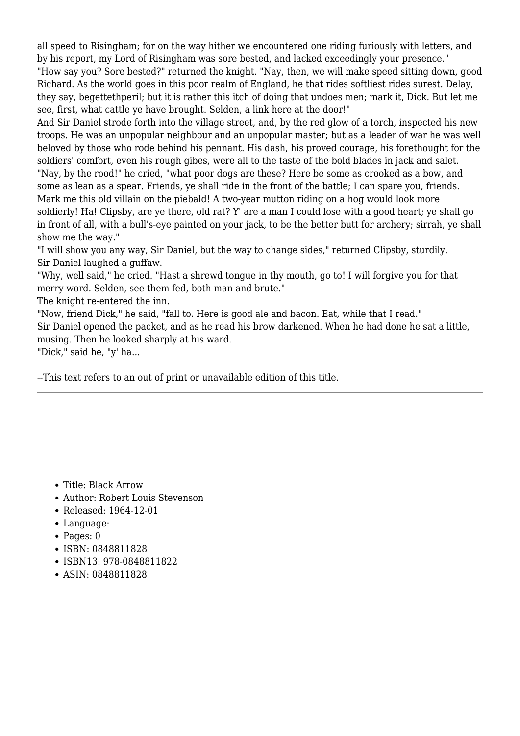all speed to Risingham; for on the way hither we encountered one riding furiously with letters, and by his report, my Lord of Risingham was sore bested, and lacked exceedingly your presence."

"How say you? Sore bested?" returned the knight. "Nay, then, we will make speed sitting down, good Richard. As the world goes in this poor realm of England, he that rides softliest rides surest. Delay, they say, begettethperil; but it is rather this itch of doing that undoes men; mark it, Dick. But let me see, first, what cattle ye have brought. Selden, a link here at the door!"

And Sir Daniel strode forth into the village street, and, by the red glow of a torch, inspected his new troops. He was an unpopular neighbour and an unpopular master; but as a leader of war he was well beloved by those who rode behind his pennant. His dash, his proved courage, his forethought for the soldiers' comfort, even his rough gibes, were all to the taste of the bold blades in jack and salet.

"Nay, by the rood!" he cried, "what poor dogs are these? Here be some as crooked as a bow, and some as lean as a spear. Friends, ye shall ride in the front of the battle; I can spare you, friends. Mark me this old villain on the piebald! A two-year mutton riding on a hog would look more soldierly! Ha! Clipsby, are ye there, old rat? Y' are a man I could lose with a good heart; ye shall go in front of all, with a bull's-eye painted on your jack, to be the better butt for archery; sirrah, ye shall show me the way."

"I will show you any way, Sir Daniel, but the way to change sides," returned Clipsby, sturdily.

Sir Daniel laughed a guffaw.

"Why, well said," he cried. "Hast a shrewd tongue in thy mouth, go to! I will forgive you for that merry word. Selden, see them fed, both man and brute."

The knight re-entered the inn.

"Now, friend Dick," he said, "fall to. Here is good ale and bacon. Eat, while that I read."

Sir Daniel opened the packet, and as he read his brow darkened. When he had done he sat a little, musing. Then he looked sharply at his ward.

"Dick," said he, "y' ha...

--This text refers to an out of print or unavailable edition of this title.

---

- Title: Black Arrow
- Author: Robert Louis Stevenson
- Released: 1964-12-01
- Language:
- Pages: 0
- ISBN: 0848811828
- ISBN13: 978-0848811822
- ASIN: 0848811828

---